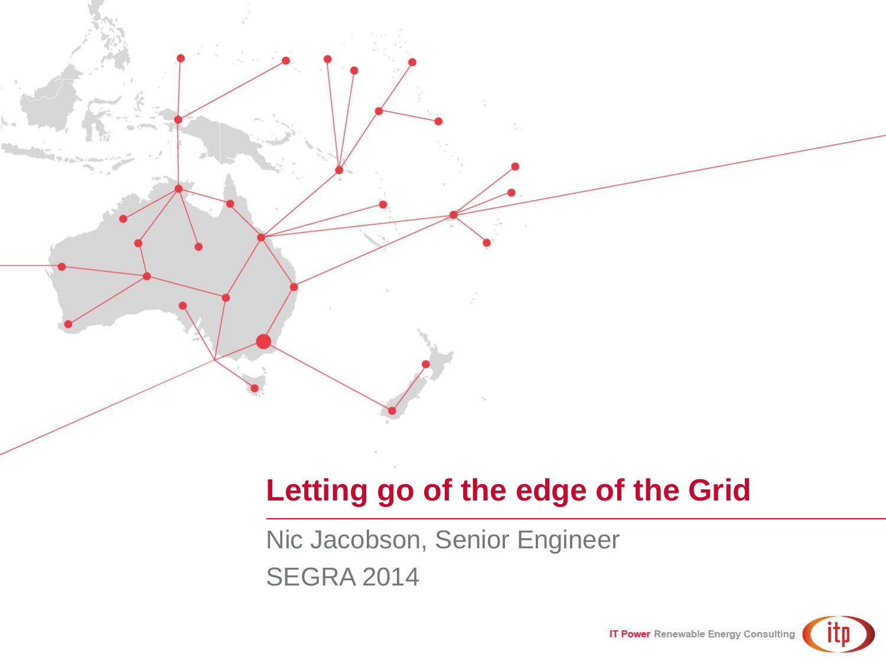# Letting go of the edge of the Grid

Nic Jacobson, Senior Engineer

SEGRA 2014

IT Power Renewable Energy Consulting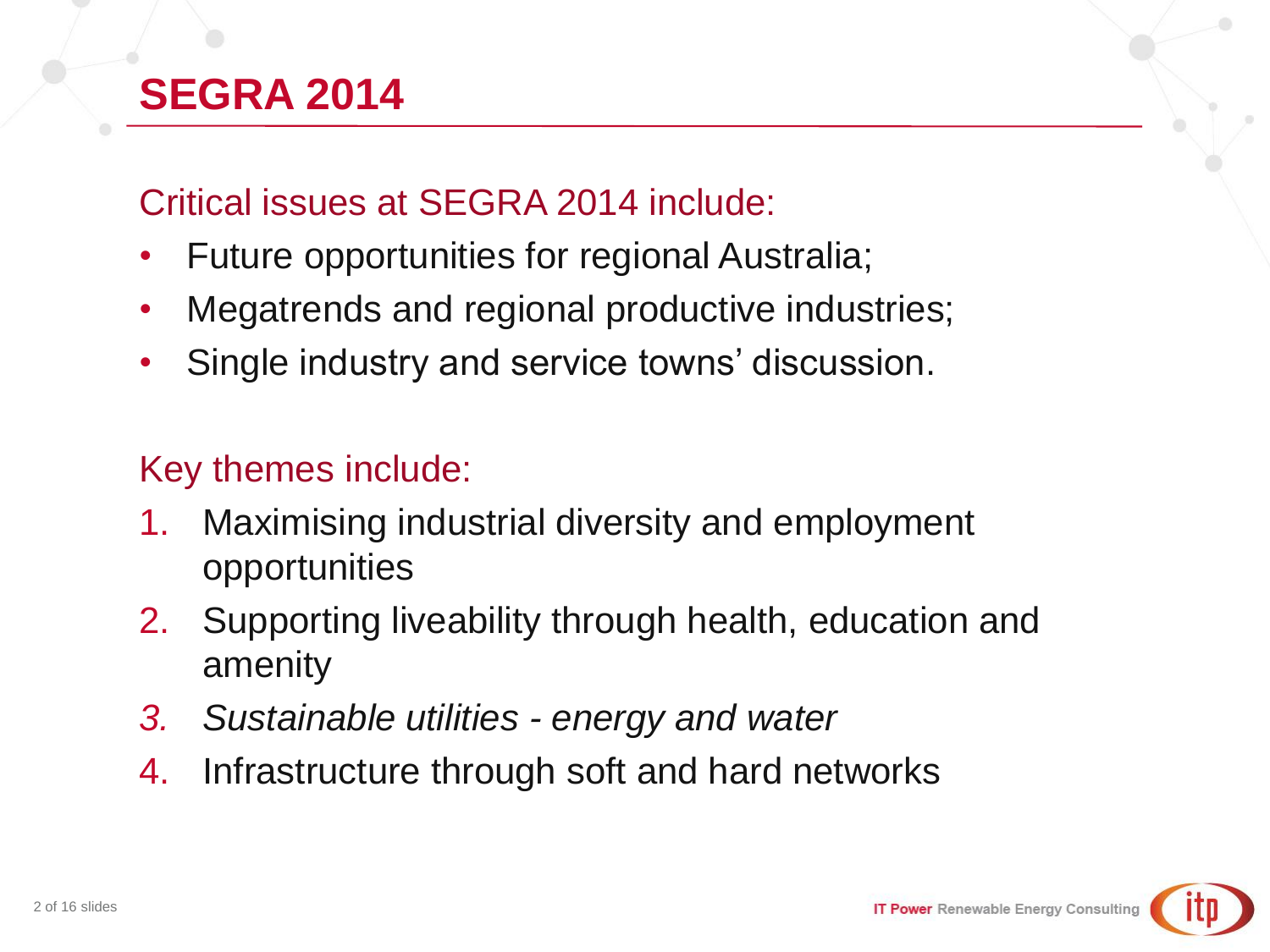# SEGRA 2014

Critical issues at SEGRA 2014 include:

- Future opportunities for regional Australia;
- Megatrends and regional productive industries;
- Single industry and service towns' discussion.

Key themes include:

1. Maximising industrial diversity and employment opportunities
2. Supporting liveability through health, education and amenity
3. *Sustainable utilities - energy and water*
4. Infrastructure through soft and hard networks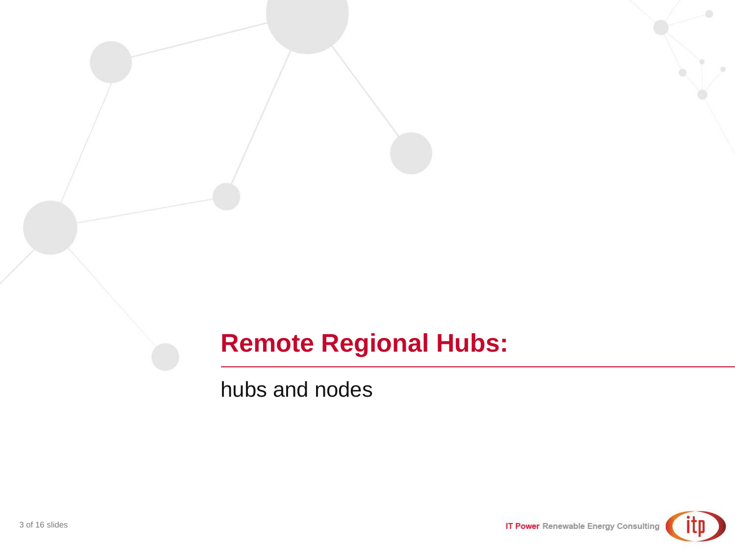# Remote Regional Hubs:

hubs and nodes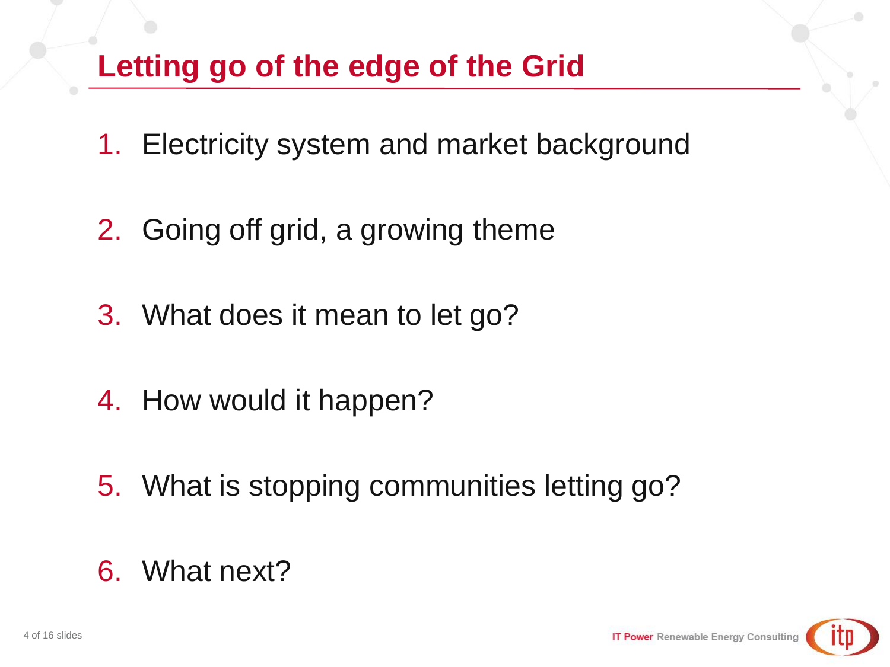# Letting go of the edge of the Grid

1. Electricity system and market background
2. Going off grid, a growing theme
3. What does it mean to let go?
4. How would it happen?
5. What is stopping communities letting go?
6. What next?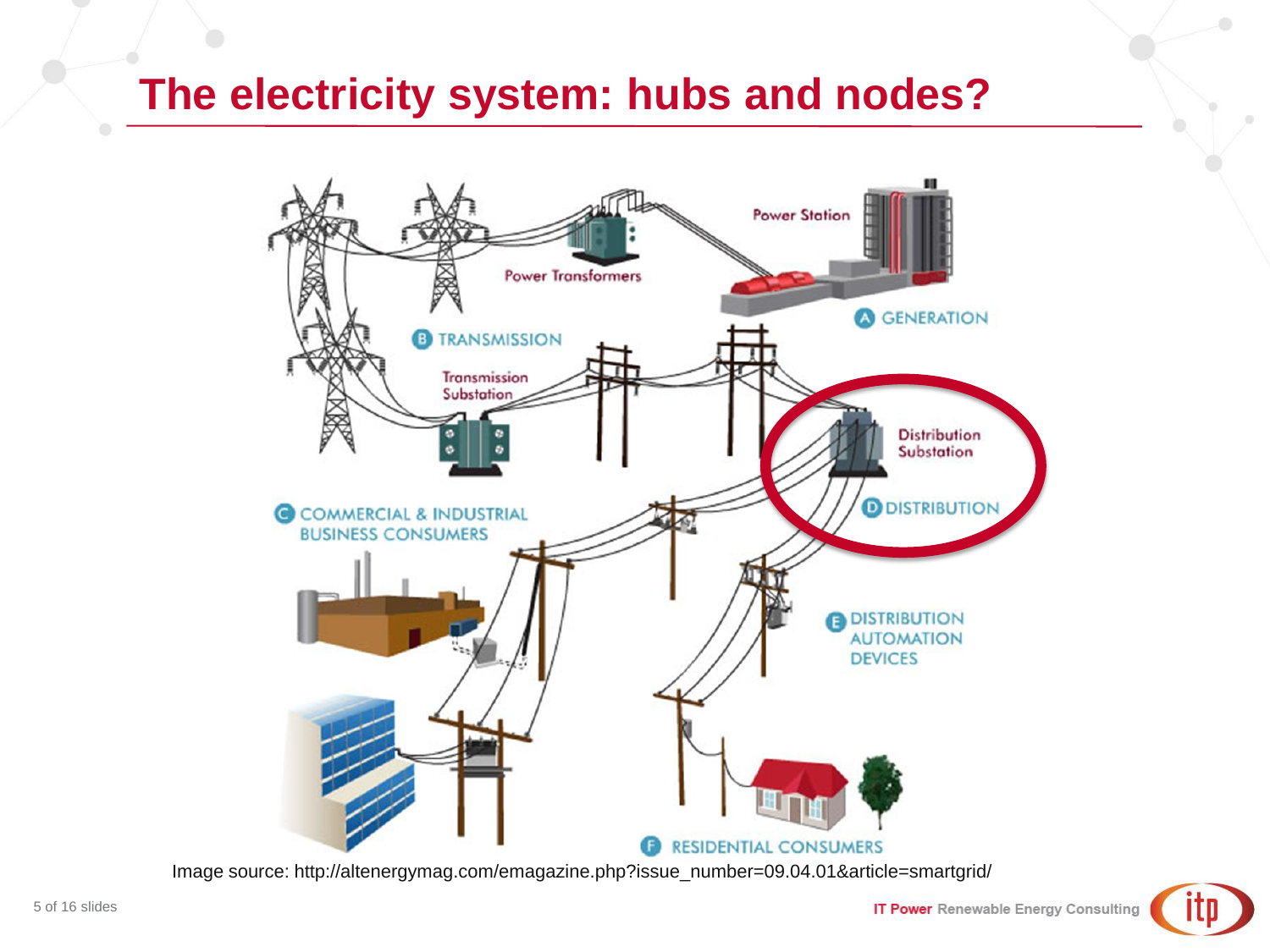# The electricity system: hubs and nodes?

Power Station

Power Transformers

A GENERATION

B TRANSMISSION

Transmission Substation

Distribution Substation

D DISTRIBUTION

C COMMERCIAL & INDUSTRIAL BUSINESS CONSUMERS

E DISTRIBUTION AUTOMATION DEVICES

F RESIDENTIAL CONSUMERS

Image source: http://altenergymag.com/emagazine.php?issue_number=09.04.01&article=smartgrid/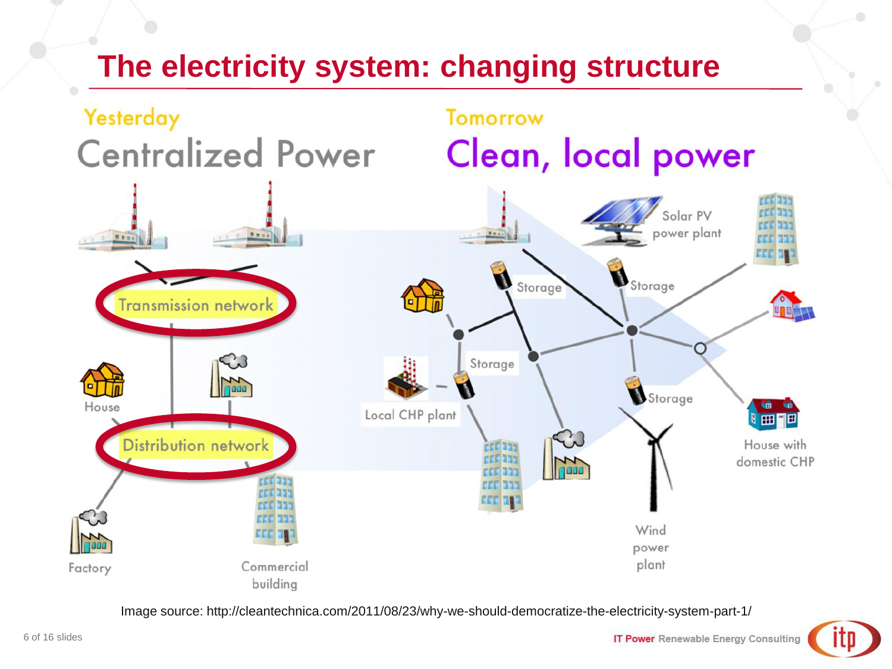# The electricity system: changing structure

Yesterday

Centralized Power

Transmission network

House

Distribution network

Factory

Commercial building

Tomorrow

Clean, local power

Solar PV power plant

Storage

Storage

Storage

Local CHP plant

Storage

House with domestic CHP

Wind power plant

Image source: http://cleantechnica.com/2011/08/23/why-we-should-democratize-the-electricity-system-part-1/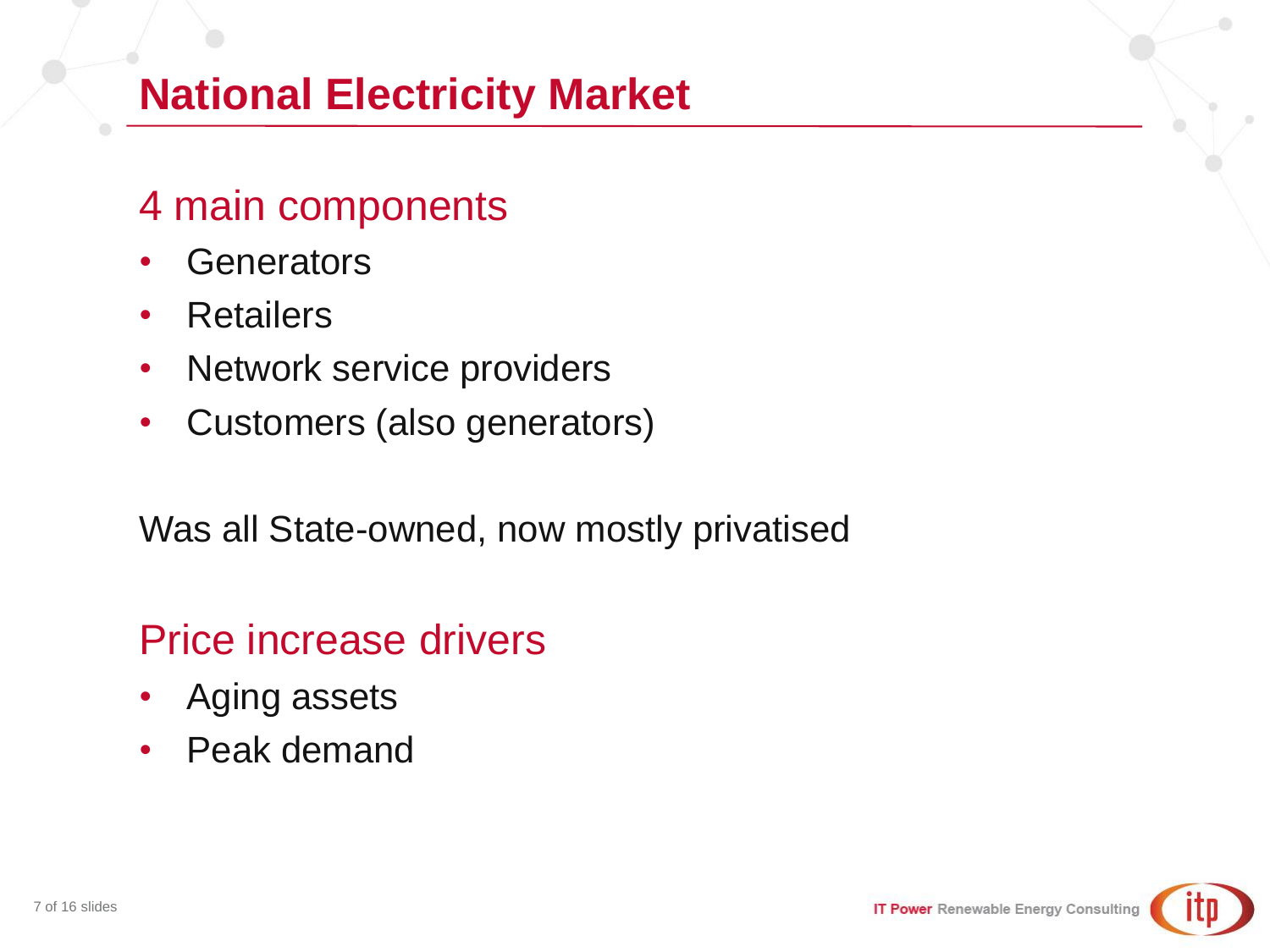# National Electricity Market

## 4 main components

- Generators
- Retailers
- Network service providers
- Customers (also generators)

Was all State-owned, now mostly privatised

## Price increase drivers

- Aging assets
- Peak demand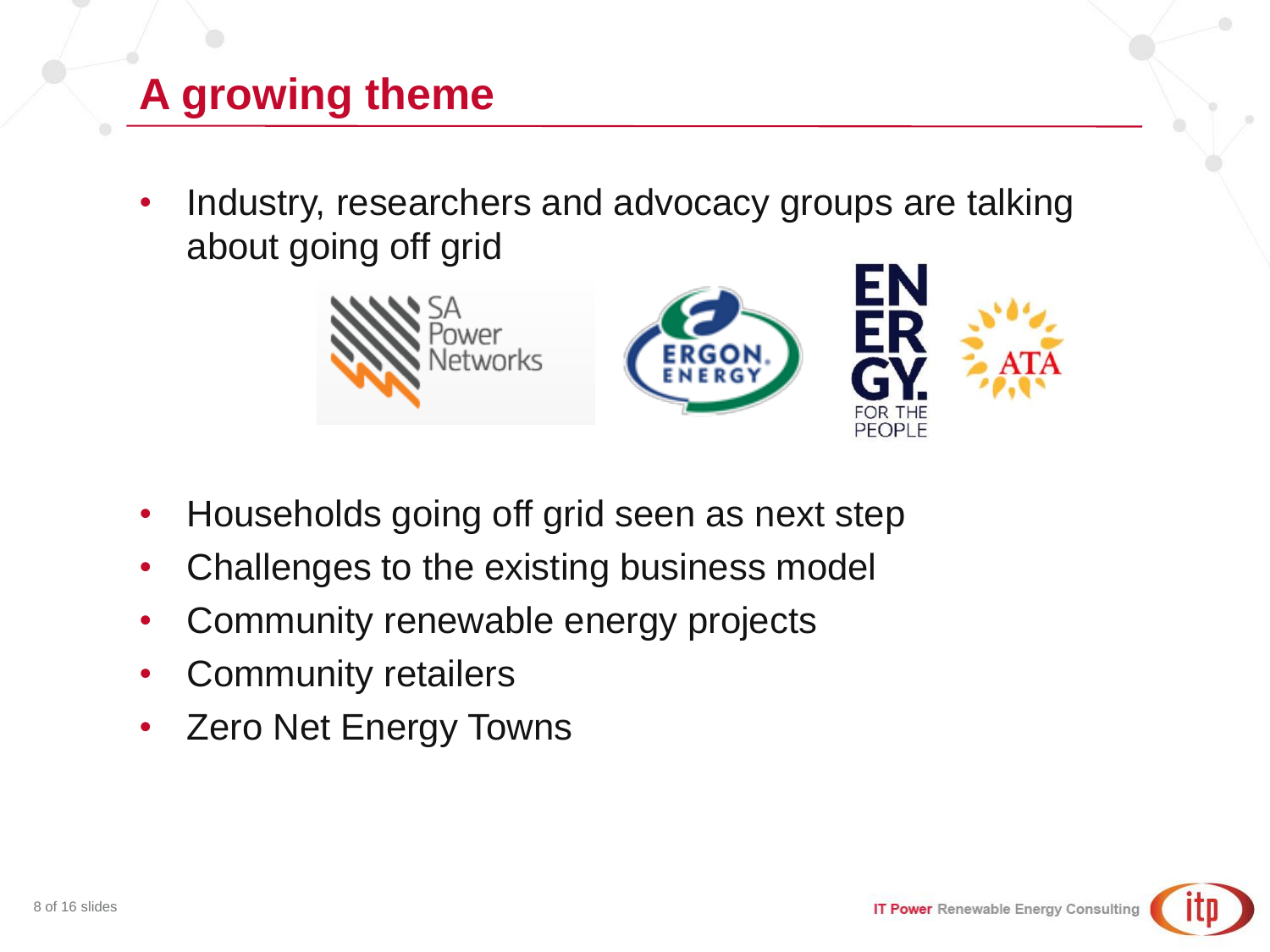# A growing theme

- Industry, researchers and advocacy groups are talking about going off grid

- Households going off grid seen as next step
- Challenges to the existing business model
- Community renewable energy projects
- Community retailers
- Zero Net Energy Towns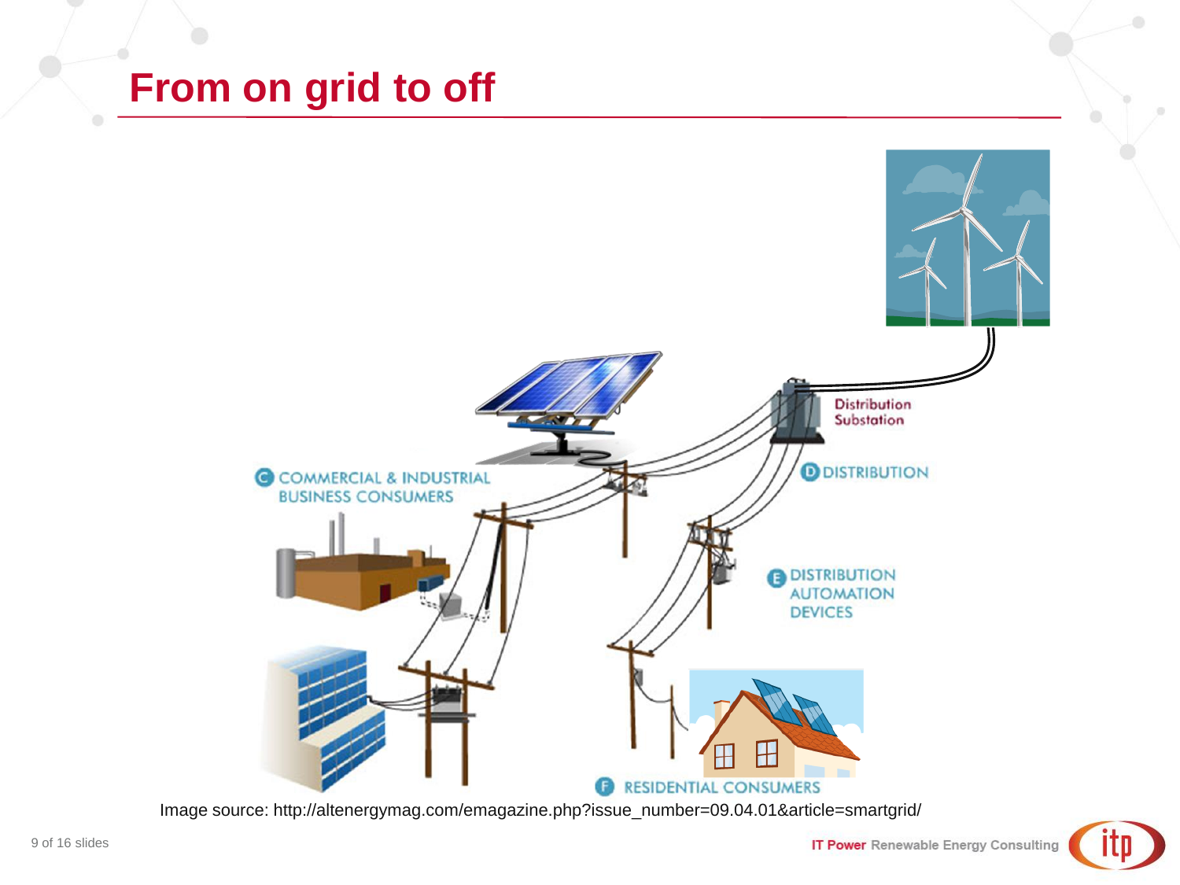# From on grid to off

Distribution Substation

C COMMERCIAL & INDUSTRIAL BUSINESS CONSUMERS

D DISTRIBUTION

E DISTRIBUTION AUTOMATION DEVICES

F RESIDENTIAL CONSUMERS

Image source: http://altenergymag.com/emagazine.php?issue_number=09.04.01&article=smartgrid/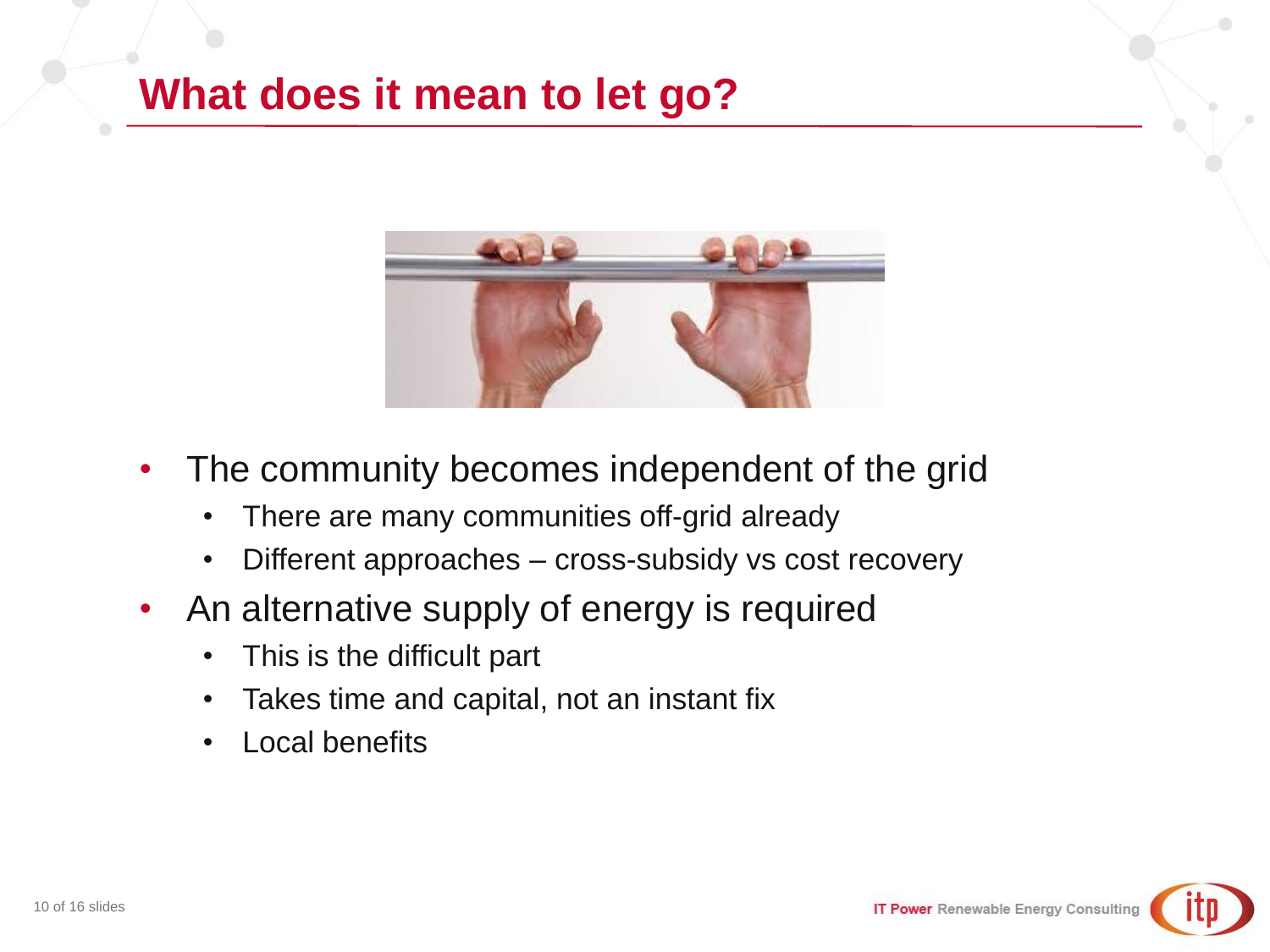# What does it mean to let go?

- The community becomes independent of the grid
  - There are many communities off-grid already
  - Different approaches – cross-subsidy vs cost recovery
- An alternative supply of energy is required
  - This is the difficult part
  - Takes time and capital, not an instant fix
  - Local benefits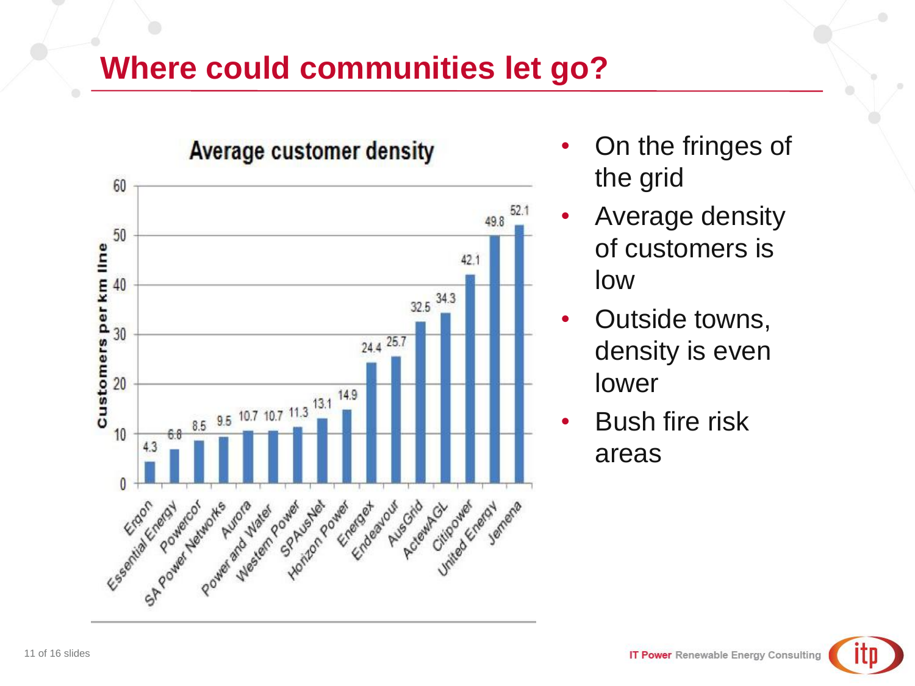# Where could communities let go?

**Average customer density**

| Distributor | Customers per km line |
| --- | --- |
| Ergon | 4.3 |
| Essential Energy | 6.8 |
| Powercor | 8.5 |
| SA Power Networks | 9.5 |
| Aurora | 10.7 |
| Power and Water | 10.7 |
| Western Power | 11.3 |
| SPAusNet | 13.1 |
| Horizon Power | 14.9 |
| Energex | 24.4 |
| Endeavour | 25.7 |
| AusGrid | 32.5 |
| ActewAGL | 34.3 |
| Citipower | 42.1 |
| United Energy | 49.8 |
| Jemena | 52.1 |

- On the fringes of the grid
- Average density of customers is low
- Outside towns, density is even lower
- Bush fire risk areas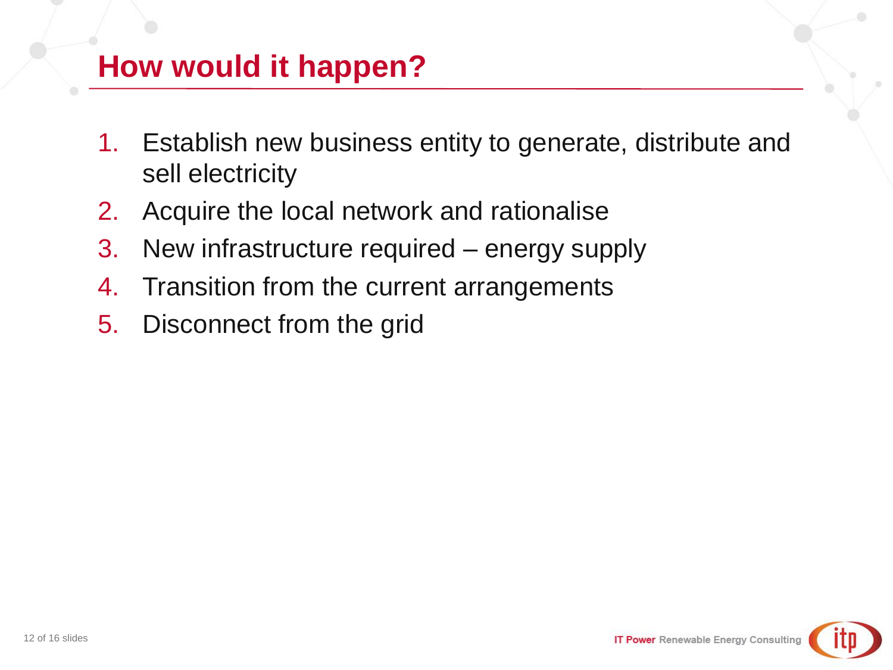# How would it happen?

1. Establish new business entity to generate, distribute and sell electricity
2. Acquire the local network and rationalise
3. New infrastructure required – energy supply
4. Transition from the current arrangements
5. Disconnect from the grid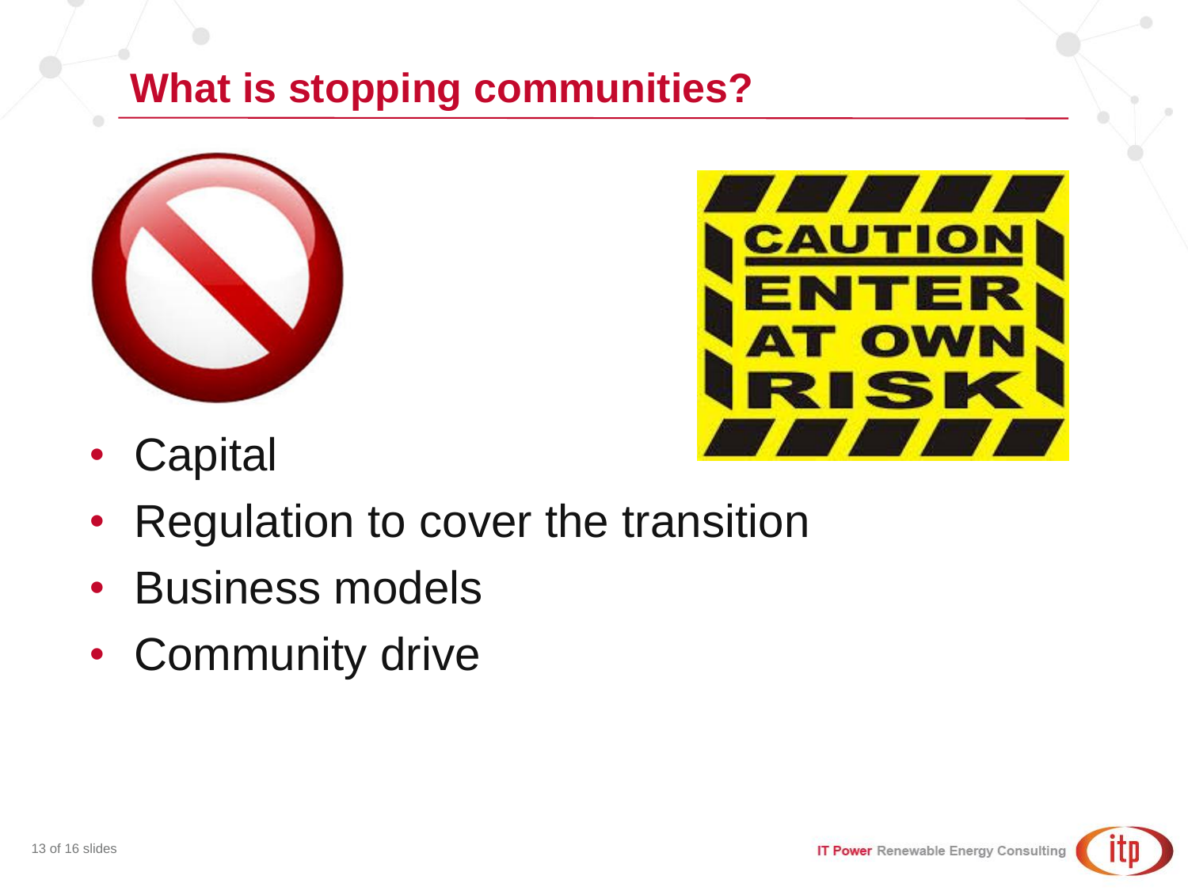## What is stopping communities?

- Capital
- Regulation to cover the transition
- Business models
- Community drive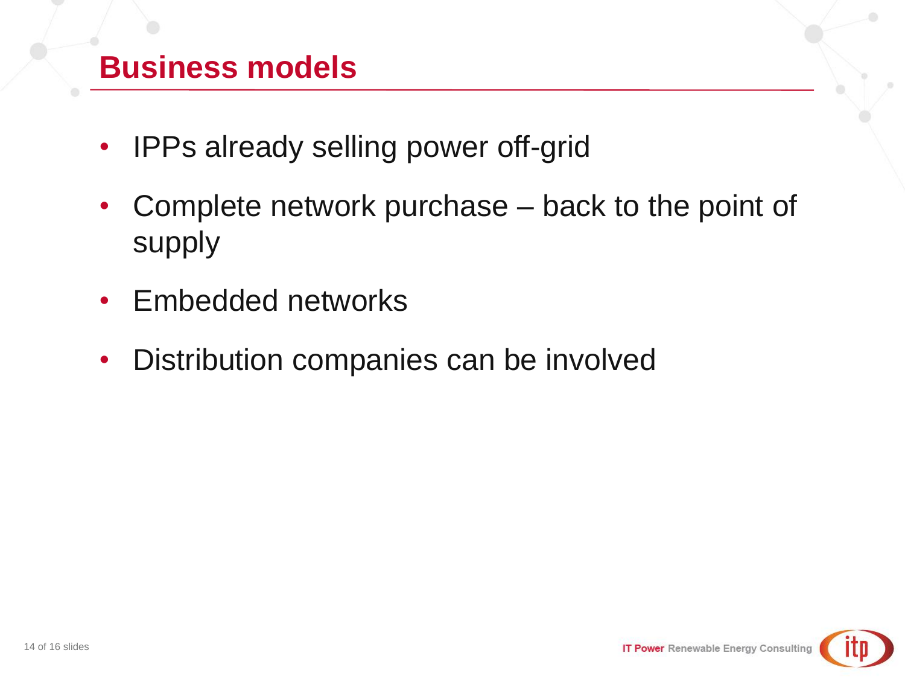# Business models

- IPPs already selling power off-grid
- Complete network purchase – back to the point of supply
- Embedded networks
- Distribution companies can be involved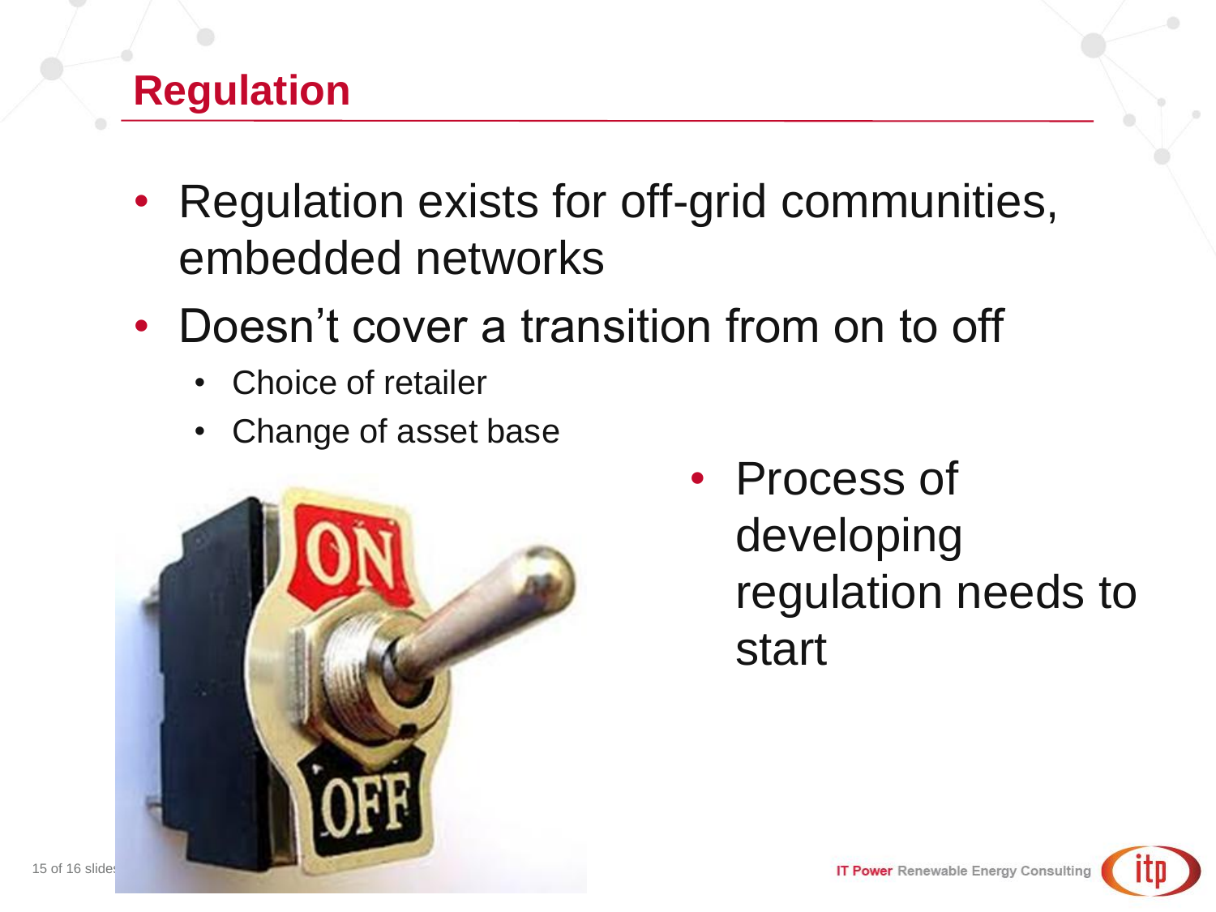# Regulation

- Regulation exists for off-grid communities, embedded networks
- Doesn't cover a transition from on to off
  - Choice of retailer
  - Change of asset base
- Process of developing regulation needs to start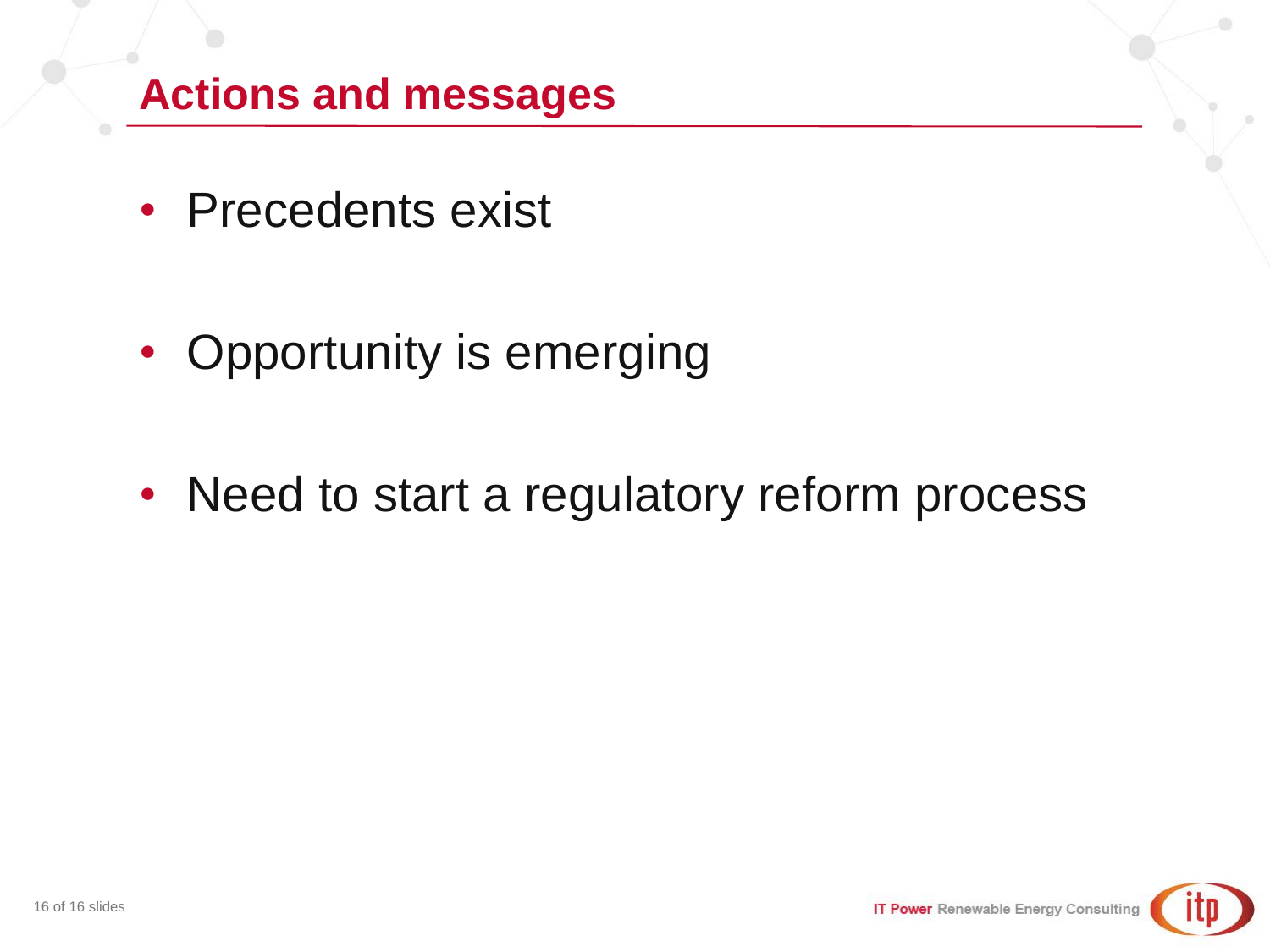# Actions and messages

- Precedents exist
- Opportunity is emerging
- Need to start a regulatory reform process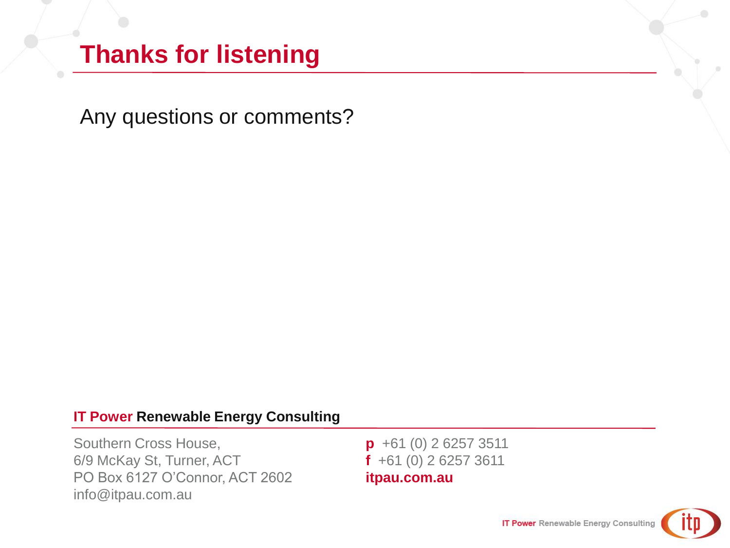# Thanks for listening

Any questions or comments?

**IT Power Renewable Energy Consulting**

Southern Cross House,
6/9 McKay St, Turner, ACT
PO Box 6127 O'Connor, ACT 2602
info@itpau.com.au

**p** +61 (0) 2 6257 3511
**f** +61 (0) 2 6257 3611
**itpau.com.au**